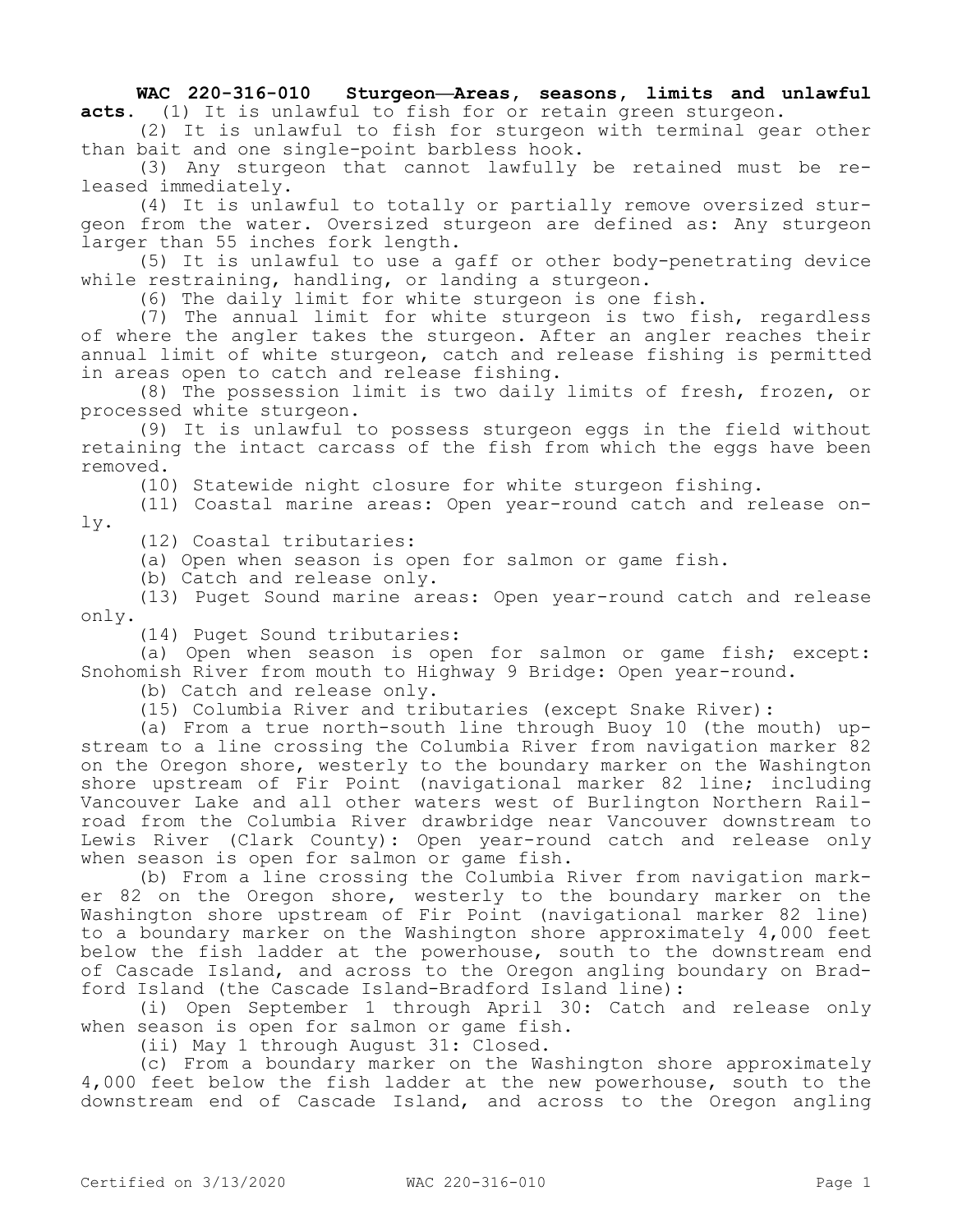**WAC 220-316-010 Sturgeon—Areas, seasons, limits and unlawful acts.** (1) It is unlawful to fish for or retain green sturgeon.

(2) It is unlawful to fish for sturgeon with terminal gear other than bait and one single-point barbless hook.

(3) Any sturgeon that cannot lawfully be retained must be released immediately.

(4) It is unlawful to totally or partially remove oversized sturgeon from the water. Oversized sturgeon are defined as: Any sturgeon larger than 55 inches fork length.

(5) It is unlawful to use a gaff or other body-penetrating device while restraining, handling, or landing a sturgeon.

(6) The daily limit for white sturgeon is one fish.

(7) The annual limit for white sturgeon is two fish, regardless of where the angler takes the sturgeon. After an angler reaches their annual limit of white sturgeon, catch and release fishing is permitted in areas open to catch and release fishing.

(8) The possession limit is two daily limits of fresh, frozen, or processed white sturgeon.

(9) It is unlawful to possess sturgeon eggs in the field without retaining the intact carcass of the fish from which the eggs have been removed.

(10) Statewide night closure for white sturgeon fishing.

(11) Coastal marine areas: Open year-round catch and release only.

(12) Coastal tributaries:

(a) Open when season is open for salmon or game fish.

(b) Catch and release only.

(13) Puget Sound marine areas: Open year-round catch and release only.

(14) Puget Sound tributaries:

(a) Open when season is open for salmon or game fish; except: Snohomish River from mouth to Highway 9 Bridge: Open year-round.

(b) Catch and release only.

(15) Columbia River and tributaries (except Snake River):

(a) From a true north-south line through Buoy 10 (the mouth) upstream to a line crossing the Columbia River from navigation marker 82 on the Oregon shore, westerly to the boundary marker on the Washington shore upstream of Fir Point (navigational marker 82 line; including Vancouver Lake and all other waters west of Burlington Northern Railroad from the Columbia River drawbridge near Vancouver downstream to Lewis River (Clark County): Open year-round catch and release only when season is open for salmon or game fish.

(b) From a line crossing the Columbia River from navigation marker 82 on the Oregon shore, westerly to the boundary marker on the Washington shore upstream of Fir Point (navigational marker 82 line) to a boundary marker on the Washington shore approximately 4,000 feet below the fish ladder at the powerhouse, south to the downstream end of Cascade Island, and across to the Oregon angling boundary on Bradford Island (the Cascade Island-Bradford Island line):

(i) Open September 1 through April 30: Catch and release only when season is open for salmon or game fish.

(ii) May 1 through August 31: Closed.

(c) From a boundary marker on the Washington shore approximately 4,000 feet below the fish ladder at the new powerhouse, south to the downstream end of Cascade Island, and across to the Oregon angling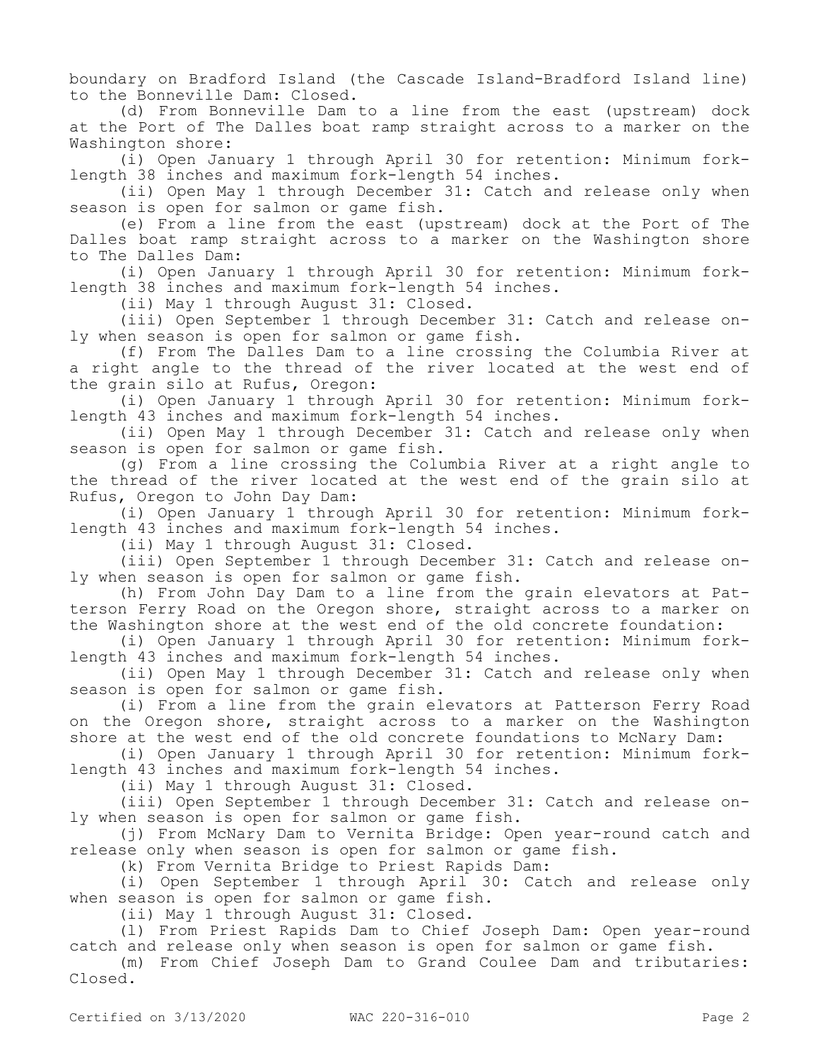boundary on Bradford Island (the Cascade Island-Bradford Island line) to the Bonneville Dam: Closed.

(d) From Bonneville Dam to a line from the east (upstream) dock at the Port of The Dalles boat ramp straight across to a marker on the Washington shore:

(i) Open January 1 through April 30 for retention: Minimum fork-length 38 inches and maximum fork-length 54 inches.

(ii) Open May 1 through December 31: Catch and release only when season is open for salmon or game fish.

(e) From a line from the east (upstream) dock at the Port of The Dalles boat ramp straight across to a marker on the Washington shore to The Dalles Dam:

(i) Open January 1 through April 30 for retention: Minimum fork-length 38 inches and maximum fork-length 54 inches.

(ii) May 1 through August 31: Closed.

(iii) Open September 1 through December 31: Catch and release only when season is open for salmon or game fish.

(f) From The Dalles Dam to a line crossing the Columbia River at a right angle to the thread of the river located at the west end of the grain silo at Rufus, Oregon:

(i) Open January 1 through April 30 for retention: Minimum fork-length 43 inches and maximum fork-length 54 inches.

(ii) Open May 1 through December 31: Catch and release only when season is open for salmon or game fish.

(g) From a line crossing the Columbia River at a right angle to the thread of the river located at the west end of the grain silo at Rufus, Oregon to John Day Dam:

(i) Open January 1 through April 30 for retention: Minimum fork-length 43 inches and maximum fork-length 54 inches.

(ii) May 1 through August 31: Closed.

(iii) Open September 1 through December 31: Catch and release only when season is open for salmon or game fish.

(h) From John Day Dam to a line from the grain elevators at Patterson Ferry Road on the Oregon shore, straight across to a marker on the Washington shore at the west end of the old concrete foundation:

(i) Open January 1 through April 30 for retention: Minimum fork-length 43 inches and maximum fork-length 54 inches.

(ii) Open May 1 through December 31: Catch and release only when season is open for salmon or game fish.

(i) From a line from the grain elevators at Patterson Ferry Road on the Oregon shore, straight across to a marker on the Washington shore at the west end of the old concrete foundations to McNary Dam:

(i) Open January 1 through April 30 for retention: Minimum fork-length 43 inches and maximum fork-length 54 inches.

(ii) May 1 through August 31: Closed.

(iii) Open September 1 through December 31: Catch and release only when season is open for salmon or game fish.

(j) From McNary Dam to Vernita Bridge: Open year-round catch and release only when season is open for salmon or game fish.

(k) From Vernita Bridge to Priest Rapids Dam:

(i) Open September 1 through April 30: Catch and release only when season is open for salmon or game fish.

(ii) May 1 through August 31: Closed.

(l) From Priest Rapids Dam to Chief Joseph Dam: Open year-round catch and release only when season is open for salmon or game fish.

(m) From Chief Joseph Dam to Grand Coulee Dam and tributaries: Closed.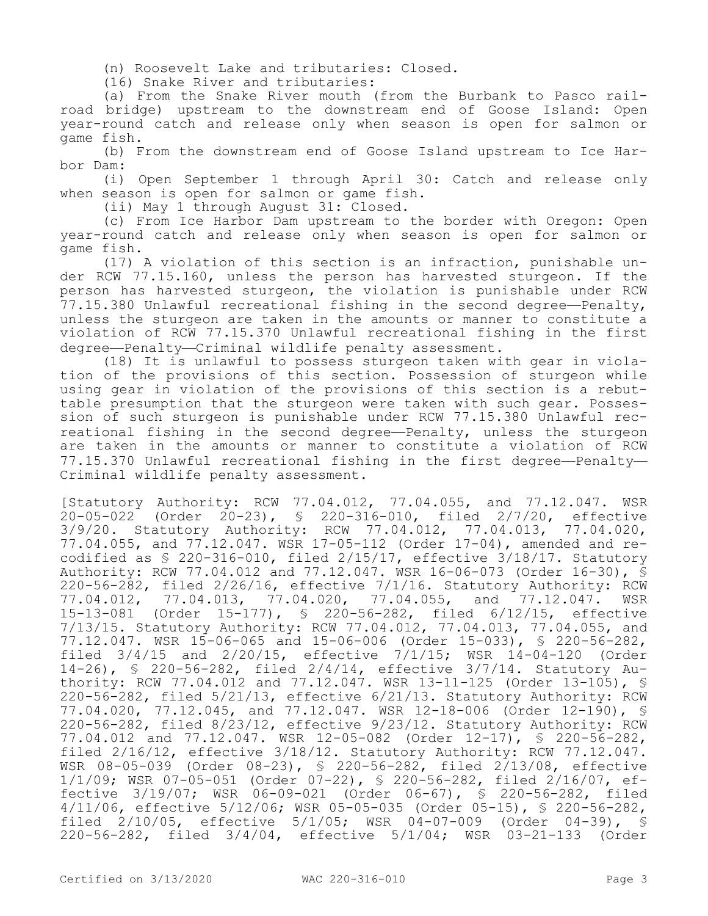(n) Roosevelt Lake and tributaries: Closed.

(16) Snake River and tributaries:

(a) From the Snake River mouth (from the Burbank to Pasco railroad bridge) upstream to the downstream end of Goose Island: Open year-round catch and release only when season is open for salmon or game fish.

(b) From the downstream end of Goose Island upstream to Ice Harbor Dam:

(i) Open September 1 through April 30: Catch and release only when season is open for salmon or game fish.

(ii) May 1 through August 31: Closed.

(c) From Ice Harbor Dam upstream to the border with Oregon: Open year-round catch and release only when season is open for salmon or game fish.

(17) A violation of this section is an infraction, punishable under RCW 77.15.160, unless the person has harvested sturgeon. If the person has harvested sturgeon, the violation is punishable under RCW 77.15.380 Unlawful recreational fishing in the second degree—Penalty, unless the sturgeon are taken in the amounts or manner to constitute a violation of RCW 77.15.370 Unlawful recreational fishing in the first degree—Penalty—Criminal wildlife penalty assessment.

(18) It is unlawful to possess sturgeon taken with gear in violation of the provisions of this section. Possession of sturgeon while using gear in violation of the provisions of this section is a rebuttable presumption that the sturgeon were taken with such gear. Possession of such sturgeon is punishable under RCW 77.15.380 Unlawful recreational fishing in the second degree—Penalty, unless the sturgeon are taken in the amounts or manner to constitute a violation of RCW 77.15.370 Unlawful recreational fishing in the first degree—Penalty—Criminal wildlife penalty assessment.

[Statutory Authority: RCW 77.04.012, 77.04.055, and 77.12.047. WSR 20-05-022 (Order 20-23), § 220-316-010, filed 2/7/20, effective 3/9/20. Statutory Authority: RCW 77.04.012, 77.04.013, 77.04.020, 77.04.055, and 77.12.047. WSR 17-05-112 (Order 17-04), amended and recodified as § 220-316-010, filed 2/15/17, effective 3/18/17. Statutory Authority: RCW 77.04.012 and 77.12.047. WSR 16-06-073 (Order 16-30), § 220-56-282, filed 2/26/16, effective 7/1/16. Statutory Authority: RCW 77.04.012, 77.04.013, 77.04.020, 77.04.055, and 77.12.047. WSR 15-13-081 (Order 15-177), § 220-56-282, filed 6/12/15, effective 7/13/15. Statutory Authority: RCW 77.04.012, 77.04.013, 77.04.055, and 77.12.047. WSR 15-06-065 and 15-06-006 (Order 15-033), § 220-56-282, filed 3/4/15 and 2/20/15, effective 7/1/15; WSR 14-04-120 (Order 14-26), § 220-56-282, filed 2/4/14, effective 3/7/14. Statutory Authority: RCW 77.04.012 and 77.12.047. WSR 13-11-125 (Order 13-105), § 220-56-282, filed 5/21/13, effective 6/21/13. Statutory Authority: RCW 77.04.020, 77.12.045, and 77.12.047. WSR 12-18-006 (Order 12-190), § 220-56-282, filed 8/23/12, effective 9/23/12. Statutory Authority: RCW 77.04.012 and 77.12.047. WSR 12-05-082 (Order 12-17), § 220-56-282, filed 2/16/12, effective 3/18/12. Statutory Authority: RCW 77.12.047. WSR 08-05-039 (Order 08-23), § 220-56-282, filed 2/13/08, effective 1/1/09; WSR 07-05-051 (Order 07-22), § 220-56-282, filed 2/16/07, effective 3/19/07; WSR 06-09-021 (Order 06-67), § 220-56-282, filed 4/11/06, effective 5/12/06; WSR 05-05-035 (Order 05-15), § 220-56-282, filed 2/10/05, effective 5/1/05; WSR 04-07-009 (Order 04-39), § 220-56-282, filed 3/4/04, effective 5/1/04; WSR 03-21-133 (Order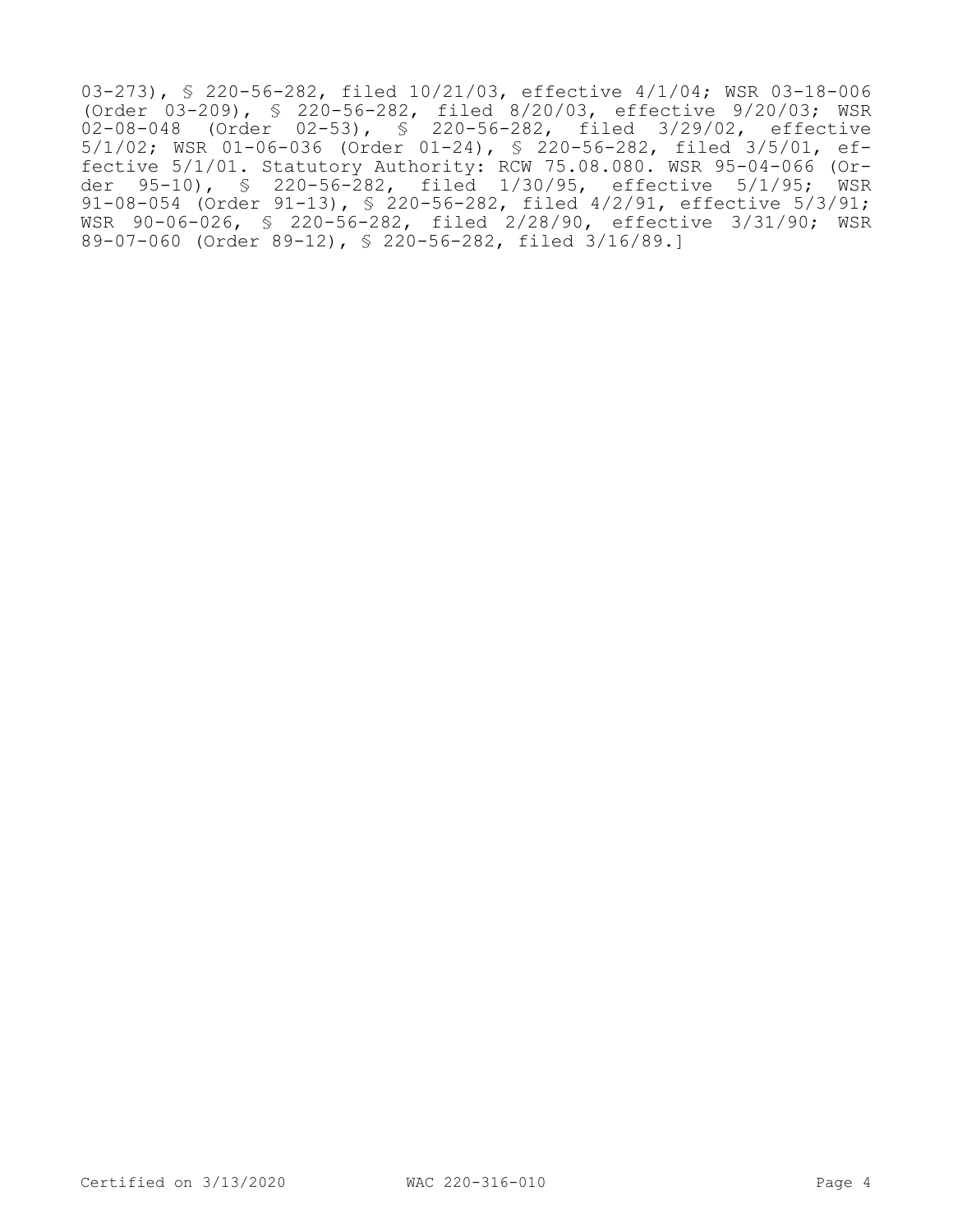03-273), § 220-56-282, filed 10/21/03, effective 4/1/04; WSR 03-18-006 (Order 03-209), § 220-56-282, filed 8/20/03, effective 9/20/03; WSR 02-08-048 (Order 02-53), § 220-56-282, filed 3/29/02, effective 5/1/02; WSR 01-06-036 (Order 01-24), § 220-56-282, filed 3/5/01, effective 5/1/01. Statutory Authority: RCW 75.08.080. WSR 95-04-066 (Order 95-10), § 220-56-282, filed 1/30/95, effective 5/1/95; WSR 91-08-054 (Order 91-13), § 220-56-282, filed 4/2/91, effective 5/3/91; WSR 90-06-026, § 220-56-282, filed 2/28/90, effective 3/31/90; WSR 89-07-060 (Order 89-12), § 220-56-282, filed 3/16/89.]